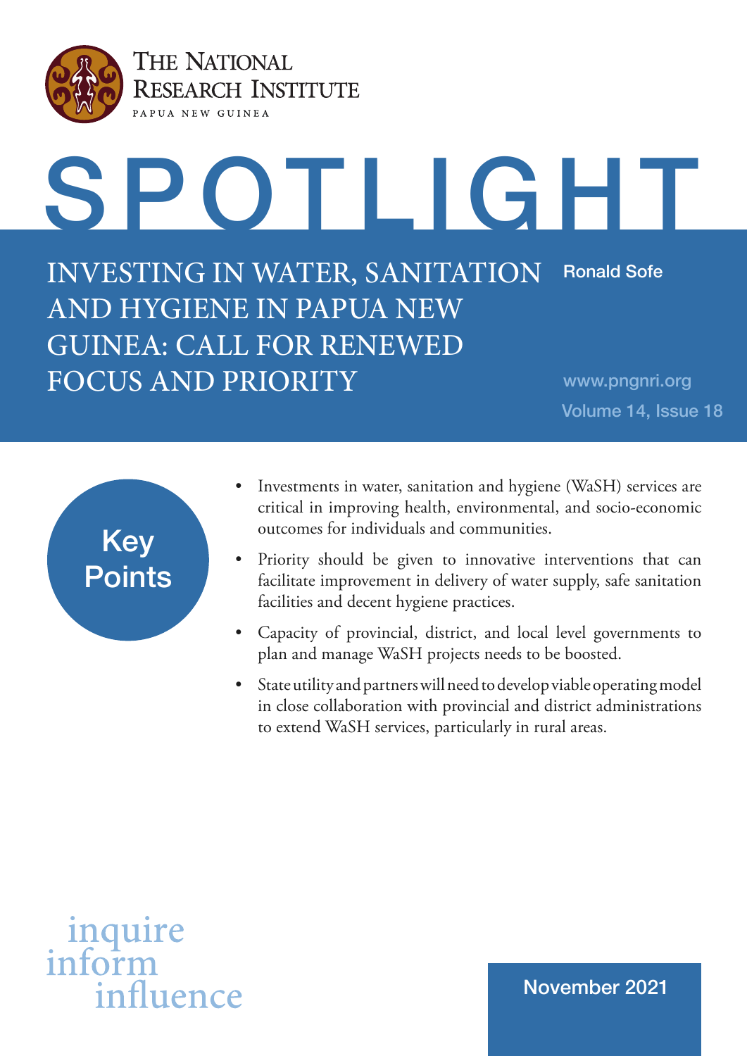THE NATIONAL RESEARCH INSTITUTE
PAPUA NEW GUINEA

# SPOTLIGHT

## INVESTING IN WATER, SANITATION AND HYGIENE IN PAPUA NEW GUINEA: CALL FOR RENEWED FOCUS AND PRIORITY

Ronald Sofe

www.pngnri.org

Volume 14, Issue 18

### Key Points

- Investments in water, sanitation and hygiene (WaSH) services are critical in improving health, environmental, and socio-economic outcomes for individuals and communities.
- Priority should be given to innovative interventions that can facilitate improvement in delivery of water supply, safe sanitation facilities and decent hygiene practices.
- Capacity of provincial, district, and local level governments to plan and manage WaSH projects needs to be boosted.
- State utility and partners will need to develop viable operating model in close collaboration with provincial and district administrations to extend WaSH services, particularly in rural areas.

inquire
inform
influence

November 2021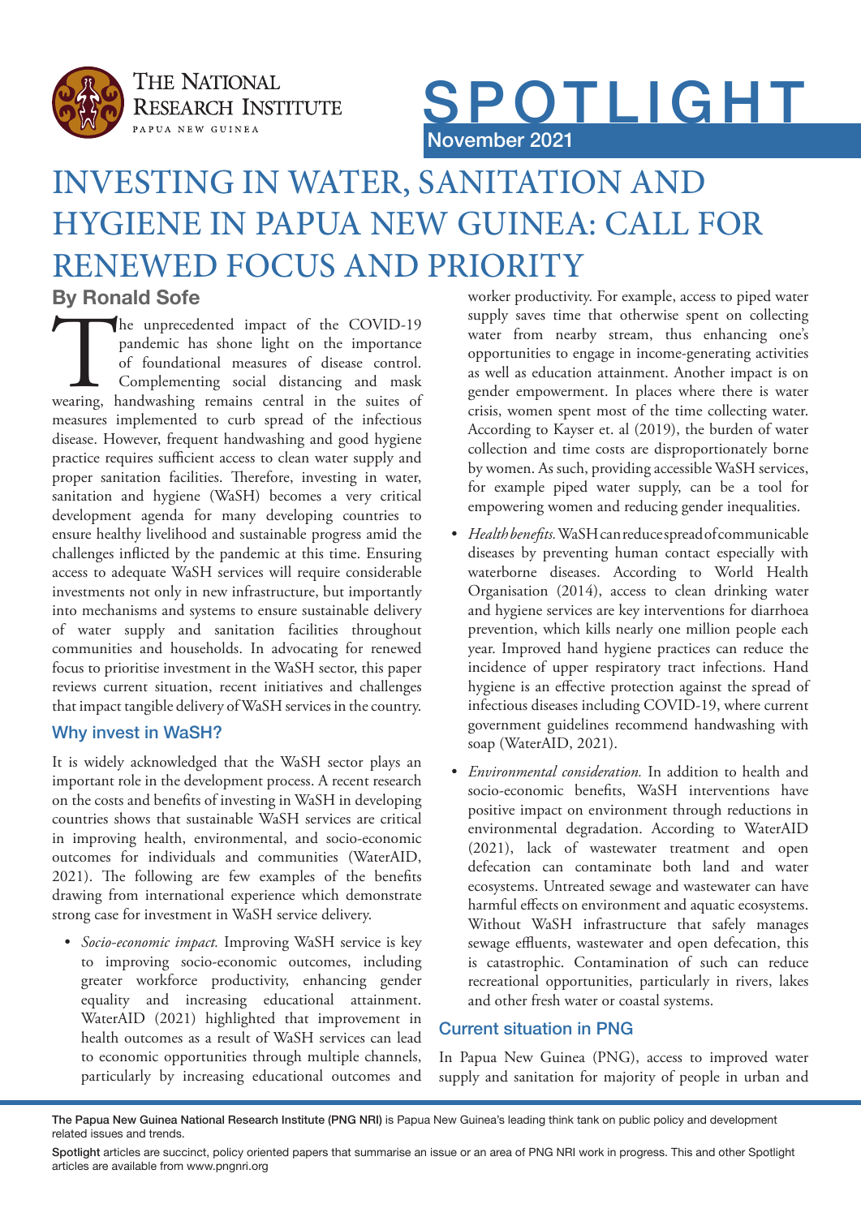# INVESTING IN WATER, SANITATION AND HYGIENE IN PAPUA NEW GUINEA: CALL FOR RENEWED FOCUS AND PRIORITY

**By Ronald Sofe**

The unprecedented impact of the COVID-19 pandemic has shone light on the importance of foundational measures of disease control. Complementing social distancing and mask wearing, handwashing remains central in the suites of measures implemented to curb spread of the infectious disease. However, frequent handwashing and good hygiene practice requires sufficient access to clean water supply and proper sanitation facilities. Therefore, investing in water, sanitation and hygiene (WaSH) becomes a very critical development agenda for many developing countries to ensure healthy livelihood and sustainable progress amid the challenges inflicted by the pandemic at this time. Ensuring access to adequate WaSH services will require considerable investments not only in new infrastructure, but importantly into mechanisms and systems to ensure sustainable delivery of water supply and sanitation facilities throughout communities and households. In advocating for renewed focus to prioritise investment in the WaSH sector, this paper reviews current situation, recent initiatives and challenges that impact tangible delivery of WaSH services in the country.

## Why invest in WaSH?

It is widely acknowledged that the WaSH sector plays an important role in the development process. A recent research on the costs and benefits of investing in WaSH in developing countries shows that sustainable WaSH services are critical in improving health, environmental, and socio-economic outcomes for individuals and communities (WaterAID, 2021). The following are few examples of the benefits drawing from international experience which demonstrate strong case for investment in WaSH service delivery.

- *Socio-economic impact.* Improving WaSH service is key to improving socio-economic outcomes, including greater workforce productivity, enhancing gender equality and increasing educational attainment. WaterAID (2021) highlighted that improvement in health outcomes as a result of WaSH services can lead to economic opportunities through multiple channels, particularly by increasing educational outcomes and worker productivity. For example, access to piped water supply saves time that otherwise spent on collecting water from nearby stream, thus enhancing one's opportunities to engage in income-generating activities as well as education attainment. Another impact is on gender empowerment. In places where there is water crisis, women spent most of the time collecting water. According to Kayser et. al (2019), the burden of water collection and time costs are disproportionately borne by women. As such, providing accessible WaSH services, for example piped water supply, can be a tool for empowering women and reducing gender inequalities.

- *Health benefits.* WaSH can reduce spread of communicable diseases by preventing human contact especially with waterborne diseases. According to World Health Organisation (2014), access to clean drinking water and hygiene services are key interventions for diarrhoea prevention, which kills nearly one million people each year. Improved hand hygiene practices can reduce the incidence of upper respiratory tract infections. Hand hygiene is an effective protection against the spread of infectious diseases including COVID-19, where current government guidelines recommend handwashing with soap (WaterAID, 2021).

- *Environmental consideration.* In addition to health and socio-economic benefits, WaSH interventions have positive impact on environment through reductions in environmental degradation. According to WaterAID (2021), lack of wastewater treatment and open defecation can contaminate both land and water ecosystems. Untreated sewage and wastewater can have harmful effects on environment and aquatic ecosystems. Without WaSH infrastructure that safely manages sewage effluents, wastewater and open defecation, this is catastrophic. Contamination of such can reduce recreational opportunities, particularly in rivers, lakes and other fresh water or coastal systems.

## Current situation in PNG

In Papua New Guinea (PNG), access to improved water supply and sanitation for majority of people in urban and

**The Papua New Guinea National Research Institute (PNG NRI)** is Papua New Guinea's leading think tank on public policy and development related issues and trends.

**Spotlight** articles are succinct, policy oriented papers that summarise an issue or an area of PNG NRI work in progress. This and other Spotlight articles are available from www.pngnri.org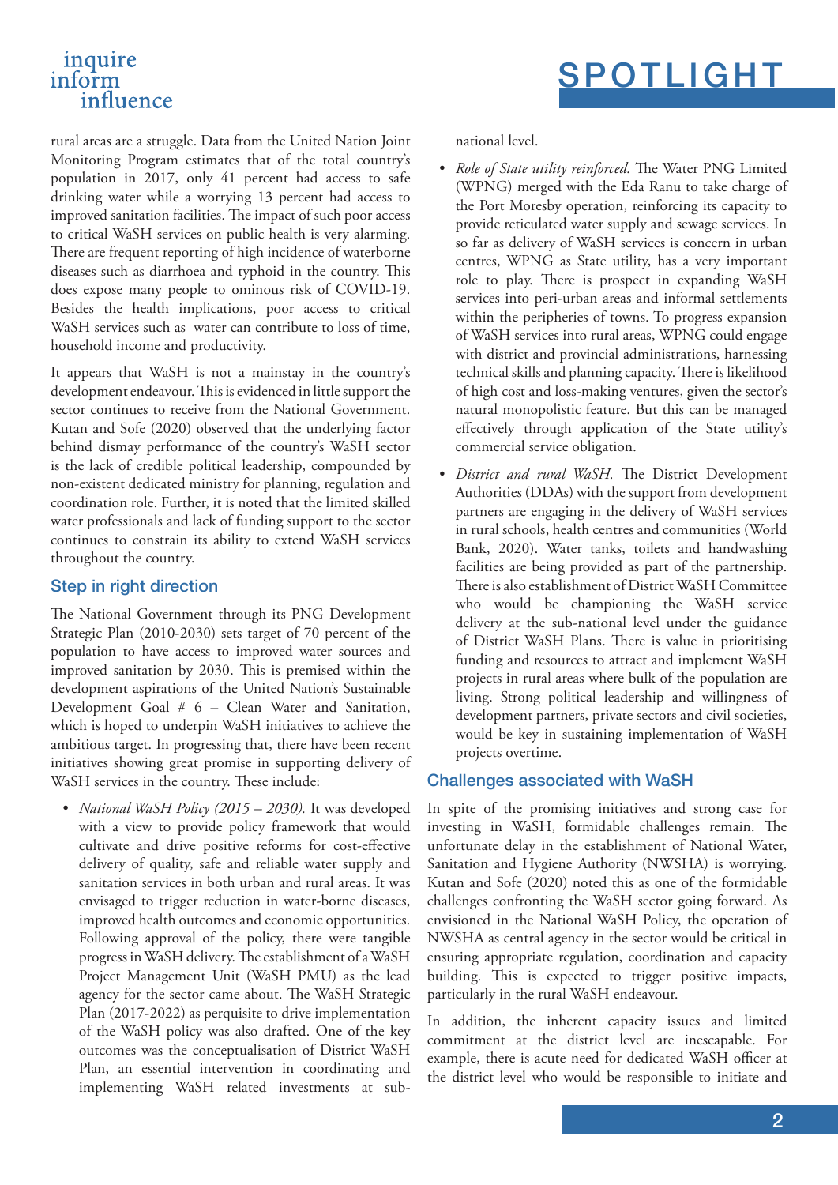rural areas are a struggle. Data from the United Nation Joint Monitoring Program estimates that of the total country's population in 2017, only 41 percent had access to safe drinking water while a worrying 13 percent had access to improved sanitation facilities. The impact of such poor access to critical WaSH services on public health is very alarming. There are frequent reporting of high incidence of waterborne diseases such as diarrhoea and typhoid in the country. This does expose many people to ominous risk of COVID-19. Besides the health implications, poor access to critical WaSH services such as water can contribute to loss of time, household income and productivity.

It appears that WaSH is not a mainstay in the country's development endeavour. This is evidenced in little support the sector continues to receive from the National Government. Kutan and Sofe (2020) observed that the underlying factor behind dismay performance of the country's WaSH sector is the lack of credible political leadership, compounded by non-existent dedicated ministry for planning, regulation and coordination role. Further, it is noted that the limited skilled water professionals and lack of funding support to the sector continues to constrain its ability to extend WaSH services throughout the country.

## Step in right direction

The National Government through its PNG Development Strategic Plan (2010-2030) sets target of 70 percent of the population to have access to improved water sources and improved sanitation by 2030. This is premised within the development aspirations of the United Nation's Sustainable Development Goal # 6 – Clean Water and Sanitation, which is hoped to underpin WaSH initiatives to achieve the ambitious target. In progressing that, there have been recent initiatives showing great promise in supporting delivery of WaSH services in the country. These include:

- *National WaSH Policy (2015 – 2030).* It was developed with a view to provide policy framework that would cultivate and drive positive reforms for cost-effective delivery of quality, safe and reliable water supply and sanitation services in both urban and rural areas. It was envisaged to trigger reduction in water-borne diseases, improved health outcomes and economic opportunities. Following approval of the policy, there were tangible progress in WaSH delivery. The establishment of a WaSH Project Management Unit (WaSH PMU) as the lead agency for the sector came about. The WaSH Strategic Plan (2017-2022) as perquisite to drive implementation of the WaSH policy was also drafted. One of the key outcomes was the conceptualisation of District WaSH Plan, an essential intervention in coordinating and implementing WaSH related investments at sub-national level.
- *Role of State utility reinforced.* The Water PNG Limited (WPNG) merged with the Eda Ranu to take charge of the Port Moresby operation, reinforcing its capacity to provide reticulated water supply and sewage services. In so far as delivery of WaSH services is concern in urban centres, WPNG as State utility, has a very important role to play. There is prospect in expanding WaSH services into peri-urban areas and informal settlements within the peripheries of towns. To progress expansion of WaSH services into rural areas, WPNG could engage with district and provincial administrations, harnessing technical skills and planning capacity. There is likelihood of high cost and loss-making ventures, given the sector's natural monopolistic feature. But this can be managed effectively through application of the State utility's commercial service obligation.
- *District and rural WaSH.* The District Development Authorities (DDAs) with the support from development partners are engaging in the delivery of WaSH services in rural schools, health centres and communities (World Bank, 2020). Water tanks, toilets and handwashing facilities are being provided as part of the partnership. There is also establishment of District WaSH Committee who would be championing the WaSH service delivery at the sub-national level under the guidance of District WaSH Plans. There is value in prioritising funding and resources to attract and implement WaSH projects in rural areas where bulk of the population are living. Strong political leadership and willingness of development partners, private sectors and civil societies, would be key in sustaining implementation of WaSH projects overtime.

## Challenges associated with WaSH

In spite of the promising initiatives and strong case for investing in WaSH, formidable challenges remain. The unfortunate delay in the establishment of National Water, Sanitation and Hygiene Authority (NWSHA) is worrying. Kutan and Sofe (2020) noted this as one of the formidable challenges confronting the WaSH sector going forward. As envisioned in the National WaSH Policy, the operation of NWSHA as central agency in the sector would be critical in ensuring appropriate regulation, coordination and capacity building. This is expected to trigger positive impacts, particularly in the rural WaSH endeavour.

In addition, the inherent capacity issues and limited commitment at the district level are inescapable. For example, there is acute need for dedicated WaSH officer at the district level who would be responsible to initiate and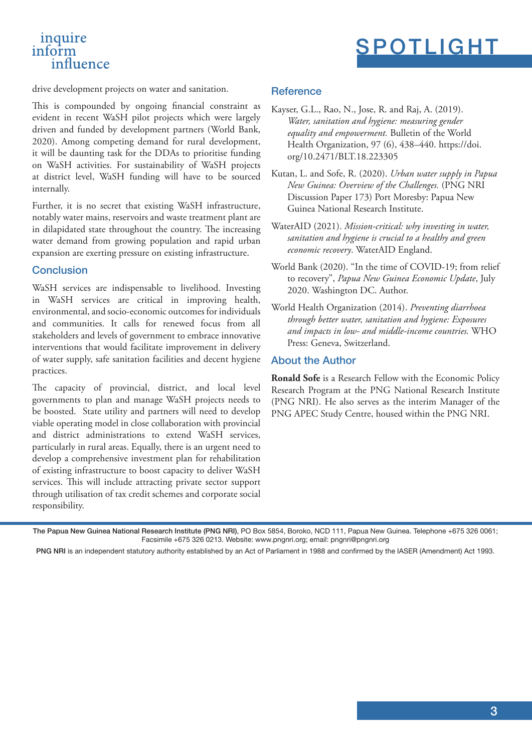drive development projects on water and sanitation.

This is compounded by ongoing financial constraint as evident in recent WaSH pilot projects which were largely driven and funded by development partners (World Bank, 2020). Among competing demand for rural development, it will be daunting task for the DDAs to prioritise funding on WaSH activities. For sustainability of WaSH projects at district level, WaSH funding will have to be sourced internally.

Further, it is no secret that existing WaSH infrastructure, notably water mains, reservoirs and waste treatment plant are in dilapidated state throughout the country. The increasing water demand from growing population and rapid urban expansion are exerting pressure on existing infrastructure.

## Conclusion

WaSH services are indispensable to livelihood. Investing in WaSH services are critical in improving health, environmental, and socio-economic outcomes for individuals and communities. It calls for renewed focus from all stakeholders and levels of government to embrace innovative interventions that would facilitate improvement in delivery of water supply, safe sanitation facilities and decent hygiene practices.

The capacity of provincial, district, and local level governments to plan and manage WaSH projects needs to be boosted. State utility and partners will need to develop viable operating model in close collaboration with provincial and district administrations to extend WaSH services, particularly in rural areas. Equally, there is an urgent need to develop a comprehensive investment plan for rehabilitation of existing infrastructure to boost capacity to deliver WaSH services. This will include attracting private sector support through utilisation of tax credit schemes and corporate social responsibility.

## Reference

Kayser, G.L., Rao, N., Jose, R. and Raj, A. (2019). *Water, sanitation and hygiene: measuring gender equality and empowerment.* Bulletin of the World Health Organization, 97 (6), 438–440. https://doi.org/10.2471/BLT.18.223305

Kutan, L. and Sofe, R. (2020). *Urban water supply in Papua New Guinea: Overview of the Challenges.* (PNG NRI Discussion Paper 173) Port Moresby: Papua New Guinea National Research Institute.

WaterAID (2021). *Mission-critical: why investing in water, sanitation and hygiene is crucial to a healthy and green economic recovery.* WaterAID England.

World Bank (2020). "In the time of COVID-19; from relief to recovery", *Papua New Guinea Economic Update*, July 2020. Washington DC. Author.

World Health Organization (2014). *Preventing diarrhoea through better water, sanitation and hygiene: Exposures and impacts in low- and middle-income countries.* WHO Press: Geneva, Switzerland.

## About the Author

**Ronald Sofe** is a Research Fellow with the Economic Policy Research Program at the PNG National Research Institute (PNG NRI). He also serves as the interim Manager of the PNG APEC Study Centre, housed within the PNG NRI.

**The Papua New Guinea National Research Institute (PNG NRI)**, PO Box 5854, Boroko, NCD 111, Papua New Guinea. Telephone +675 326 0061; Facsimile +675 326 0213. Website: www.pngnri.org; email: pngnri@pngnri.org

**PNG NRI** is an independent statutory authority established by an Act of Parliament in 1988 and confirmed by the IASER (Amendment) Act 1993.